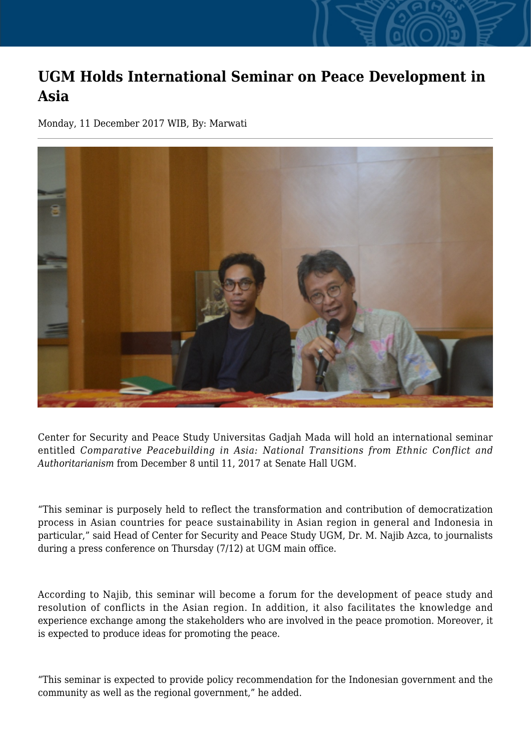# UGM Holds International Seminar on Peace Development in Asia

Monday, 11 December 2017 WIB, By: Marwati

Center for Security and Peace Study Universitas Gadjah Mada will hold an international seminar entitled *Comparative Peacebuilding in Asia: National Transitions from Ethnic Conflict and Authoritarianism* from December 8 until 11, 2017 at Senate Hall UGM.

"This seminar is purposely held to reflect the transformation and contribution of democratization process in Asian countries for peace sustainability in Asian region in general and Indonesia in particular," said Head of Center for Security and Peace Study UGM, Dr. M. Najib Azca, to journalists during a press conference on Thursday (7/12) at UGM main office.

According to Najib, this seminar will become a forum for the development of peace study and resolution of conflicts in the Asian region. In addition, it also facilitates the knowledge and experience exchange among the stakeholders who are involved in the peace promotion. Moreover, it is expected to produce ideas for promoting the peace.

"This seminar is expected to provide policy recommendation for the Indonesian government and the community as well as the regional government," he added.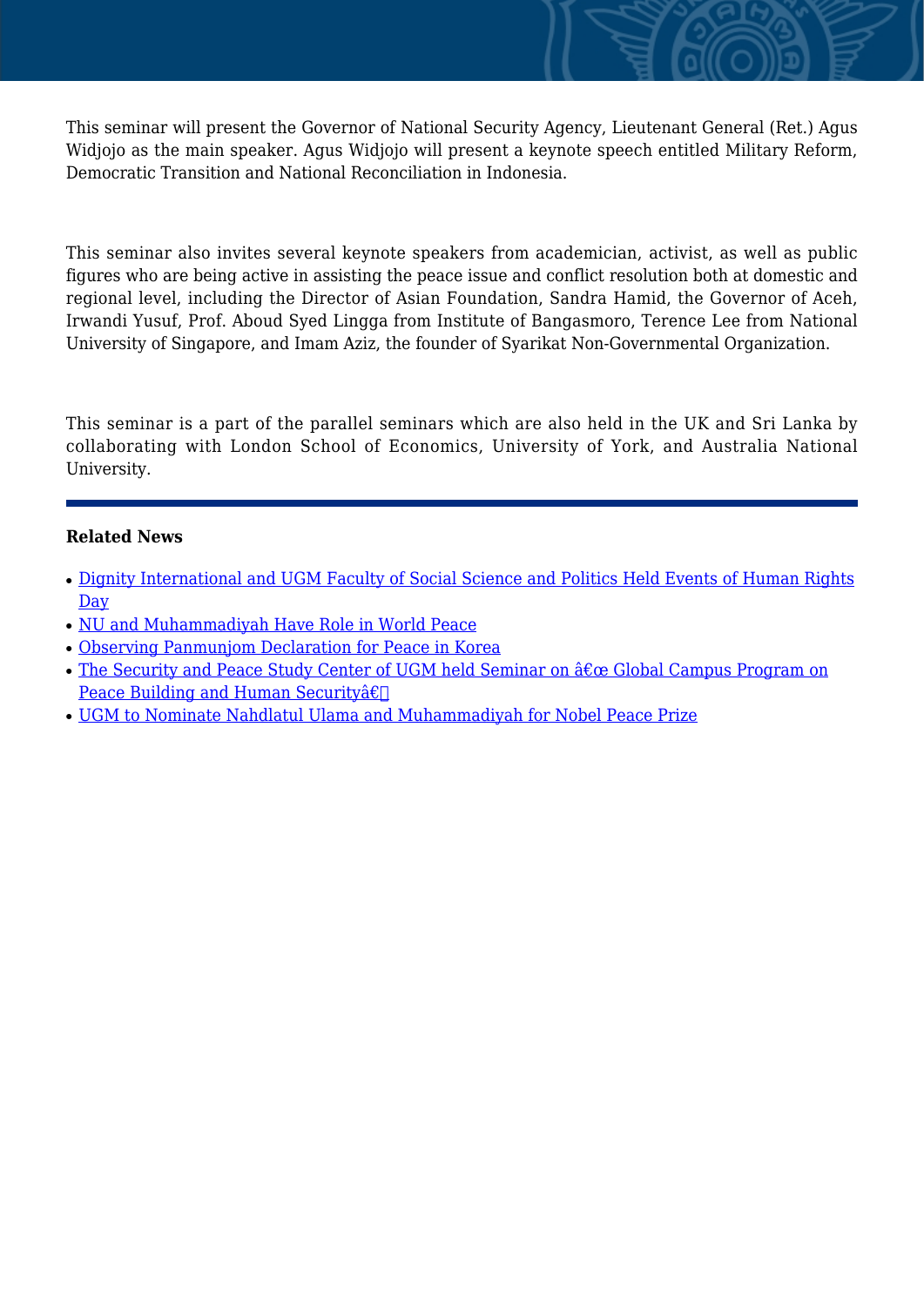This seminar will present the Governor of National Security Agency, Lieutenant General (Ret.) Agus Widjojo as the main speaker. Agus Widjojo will present a keynote speech entitled Military Reform, Democratic Transition and National Reconciliation in Indonesia.

This seminar also invites several keynote speakers from academician, activist, as well as public figures who are being active in assisting the peace issue and conflict resolution both at domestic and regional level, including the Director of Asian Foundation, Sandra Hamid, the Governor of Aceh, Irwandi Yusuf, Prof. Aboud Syed Lingga from Institute of Bangasmoro, Terence Lee from National University of Singapore, and Imam Aziz, the founder of Syarikat Non-Governmental Organization.

This seminar is a part of the parallel seminars which are also held in the UK and Sri Lanka by collaborating with London School of Economics, University of York, and Australia National University.

---

**Related News**

- Dignity International and UGM Faculty of Social Science and Politics Held Events of Human Rights Day
- NU and Muhammadiyah Have Role in World Peace
- Observing Panmunjom Declaration for Peace in Korea
- The Security and Peace Study Center of UGM held Seminar on â€œ Global Campus Program on Peace Building and Human Securityâ€
- UGM to Nominate Nahdlatul Ulama and Muhammadiyah for Nobel Peace Prize